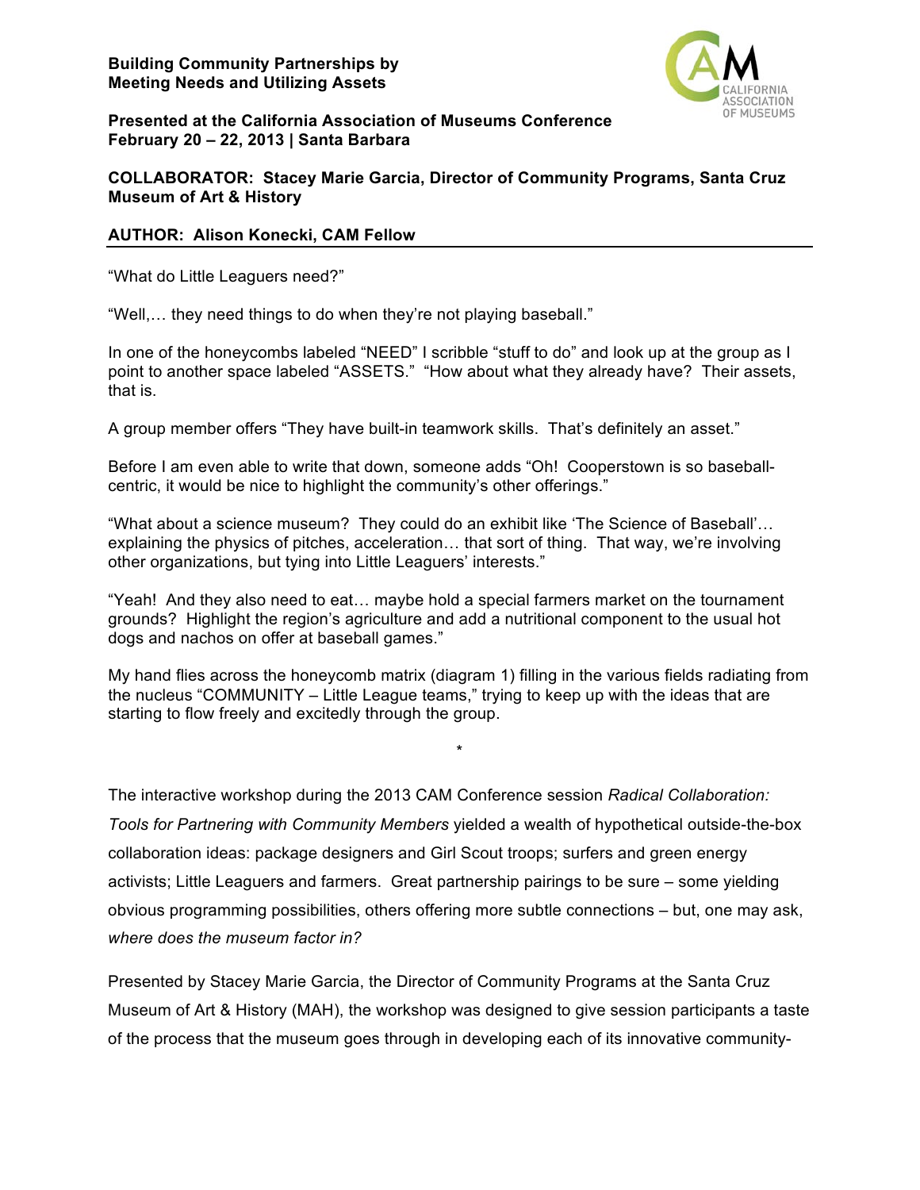**Building Community Partnerships by Meeting Needs and Utilizing Assets**

**Presented at the California Association of Museums Conference February 20 – 22, 2013 | Santa Barbara**

**COLLABORATOR: Stacey Marie Garcia, Director of Community Programs, Santa Cruz Museum of Art & History**

**AUTHOR: Alison Konecki, CAM Fellow**

---

"What do Little Leaguers need?"

"Well,… they need things to do when they're not playing baseball."

In one of the honeycombs labeled "NEED" I scribble "stuff to do" and look up at the group as I point to another space labeled "ASSETS." "How about what they already have? Their assets, that is.

A group member offers "They have built-in teamwork skills. That's definitely an asset."

Before I am even able to write that down, someone adds "Oh! Cooperstown is so baseball-centric, it would be nice to highlight the community's other offerings."

"What about a science museum? They could do an exhibit like 'The Science of Baseball'… explaining the physics of pitches, acceleration… that sort of thing. That way, we're involving other organizations, but tying into Little Leaguers' interests."

"Yeah! And they also need to eat… maybe hold a special farmers market on the tournament grounds? Highlight the region's agriculture and add a nutritional component to the usual hot dogs and nachos on offer at baseball games."

My hand flies across the honeycomb matrix (diagram 1) filling in the various fields radiating from the nucleus "COMMUNITY – Little League teams," trying to keep up with the ideas that are starting to flow freely and excitedly through the group.

*

The interactive workshop during the 2013 CAM Conference session *Radical Collaboration: Tools for Partnering with Community Members* yielded a wealth of hypothetical outside-the-box collaboration ideas: package designers and Girl Scout troops; surfers and green energy activists; Little Leaguers and farmers. Great partnership pairings to be sure – some yielding obvious programming possibilities, others offering more subtle connections – but, one may ask, *where does the museum factor in?*

Presented by Stacey Marie Garcia, the Director of Community Programs at the Santa Cruz Museum of Art & History (MAH), the workshop was designed to give session participants a taste of the process that the museum goes through in developing each of its innovative community-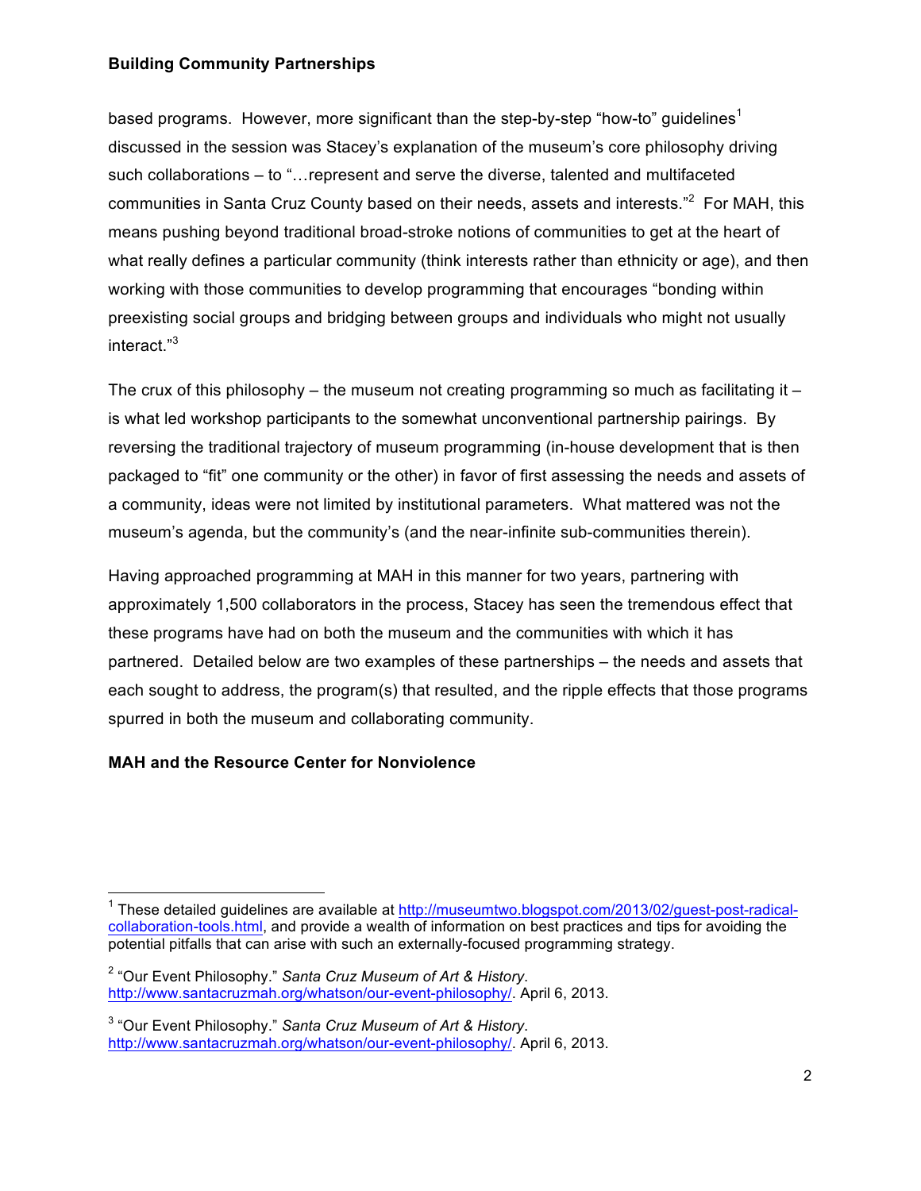based programs. However, more significant than the step-by-step "how-to" guidelines[1] discussed in the session was Stacey's explanation of the museum's core philosophy driving such collaborations – to "…represent and serve the diverse, talented and multifaceted communities in Santa Cruz County based on their needs, assets and interests."[2] For MAH, this means pushing beyond traditional broad-stroke notions of communities to get at the heart of what really defines a particular community (think interests rather than ethnicity or age), and then working with those communities to develop programming that encourages "bonding within preexisting social groups and bridging between groups and individuals who might not usually interact."[3]

The crux of this philosophy – the museum not creating programming so much as facilitating it – is what led workshop participants to the somewhat unconventional partnership pairings. By reversing the traditional trajectory of museum programming (in-house development that is then packaged to "fit" one community or the other) in favor of first assessing the needs and assets of a community, ideas were not limited by institutional parameters. What mattered was not the museum's agenda, but the community's (and the near-infinite sub-communities therein).

Having approached programming at MAH in this manner for two years, partnering with approximately 1,500 collaborators in the process, Stacey has seen the tremendous effect that these programs have had on both the museum and the communities with which it has partnered. Detailed below are two examples of these partnerships – the needs and assets that each sought to address, the program(s) that resulted, and the ripple effects that those programs spurred in both the museum and collaborating community.

**MAH and the Resource Center for Nonviolence**

---

[1] These detailed guidelines are available at http://museumtwo.blogspot.com/2013/02/guest-post-radical-collaboration-tools.html, and provide a wealth of information on best practices and tips for avoiding the potential pitfalls that can arise with such an externally-focused programming strategy.

[2] "Our Event Philosophy." *Santa Cruz Museum of Art & History*. http://www.santacruzmah.org/whatson/our-event-philosophy/. April 6, 2013.

[3] "Our Event Philosophy." *Santa Cruz Museum of Art & History*. http://www.santacruzmah.org/whatson/our-event-philosophy/. April 6, 2013.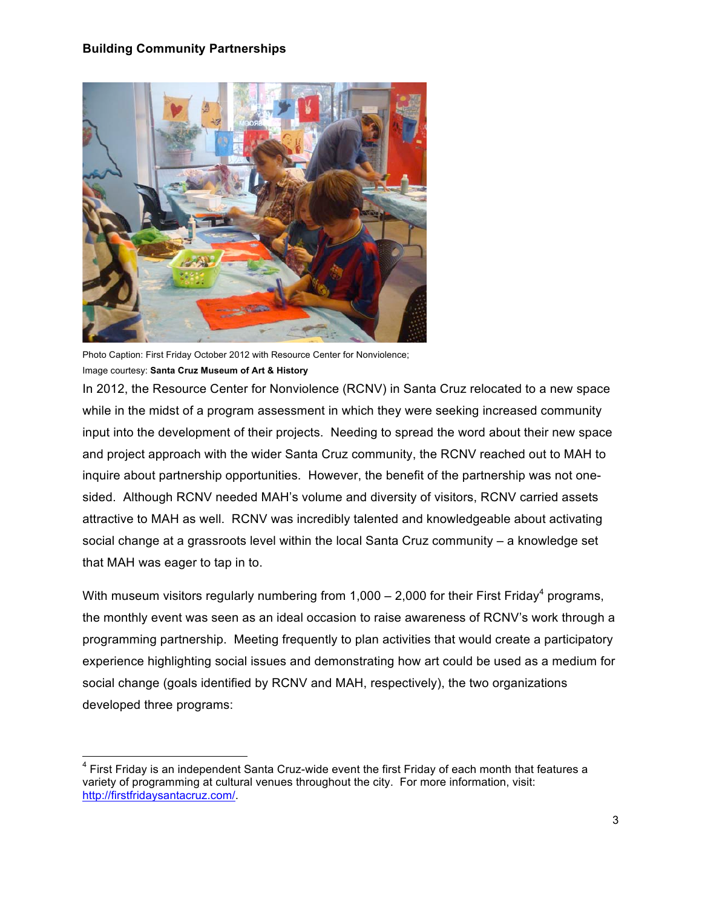**Building Community Partnerships**

Photo Caption: First Friday October 2012 with Resource Center for Nonviolence;
Image courtesy: **Santa Cruz Museum of Art & History**

In 2012, the Resource Center for Nonviolence (RCNV) in Santa Cruz relocated to a new space while in the midst of a program assessment in which they were seeking increased community input into the development of their projects. Needing to spread the word about their new space and project approach with the wider Santa Cruz community, the RCNV reached out to MAH to inquire about partnership opportunities. However, the benefit of the partnership was not one-sided. Although RCNV needed MAH's volume and diversity of visitors, RCNV carried assets attractive to MAH as well. RCNV was incredibly talented and knowledgeable about activating social change at a grassroots level within the local Santa Cruz community – a knowledge set that MAH was eager to tap in to.

With museum visitors regularly numbering from 1,000 – 2,000 for their First Friday[4] programs, the monthly event was seen as an ideal occasion to raise awareness of RCNV's work through a programming partnership. Meeting frequently to plan activities that would create a participatory experience highlighting social issues and demonstrating how art could be used as a medium for social change (goals identified by RCNV and MAH, respectively), the two organizations developed three programs:

---

[4] First Friday is an independent Santa Cruz-wide event the first Friday of each month that features a variety of programming at cultural venues throughout the city. For more information, visit: http://firstfridaysantacruz.com/.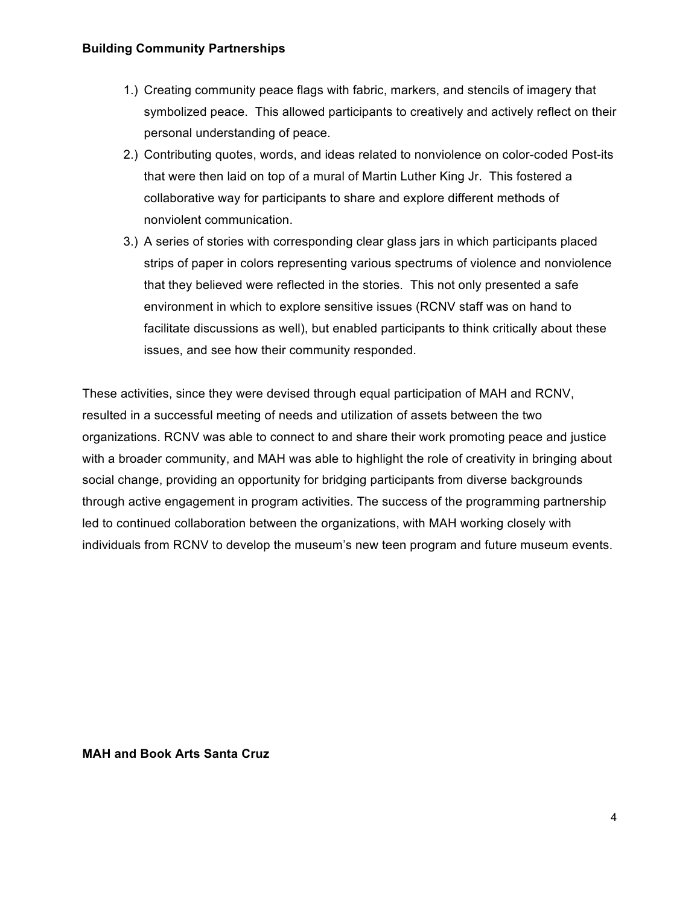**Building Community Partnerships**

1.) Creating community peace flags with fabric, markers, and stencils of imagery that symbolized peace. This allowed participants to creatively and actively reflect on their personal understanding of peace.
2.) Contributing quotes, words, and ideas related to nonviolence on color-coded Post-its that were then laid on top of a mural of Martin Luther King Jr. This fostered a collaborative way for participants to share and explore different methods of nonviolent communication.
3.) A series of stories with corresponding clear glass jars in which participants placed strips of paper in colors representing various spectrums of violence and nonviolence that they believed were reflected in the stories. This not only presented a safe environment in which to explore sensitive issues (RCNV staff was on hand to facilitate discussions as well), but enabled participants to think critically about these issues, and see how their community responded.

These activities, since they were devised through equal participation of MAH and RCNV, resulted in a successful meeting of needs and utilization of assets between the two organizations. RCNV was able to connect to and share their work promoting peace and justice with a broader community, and MAH was able to highlight the role of creativity in bringing about social change, providing an opportunity for bridging participants from diverse backgrounds through active engagement in program activities. The success of the programming partnership led to continued collaboration between the organizations, with MAH working closely with individuals from RCNV to develop the museum's new teen program and future museum events.

**MAH and Book Arts Santa Cruz**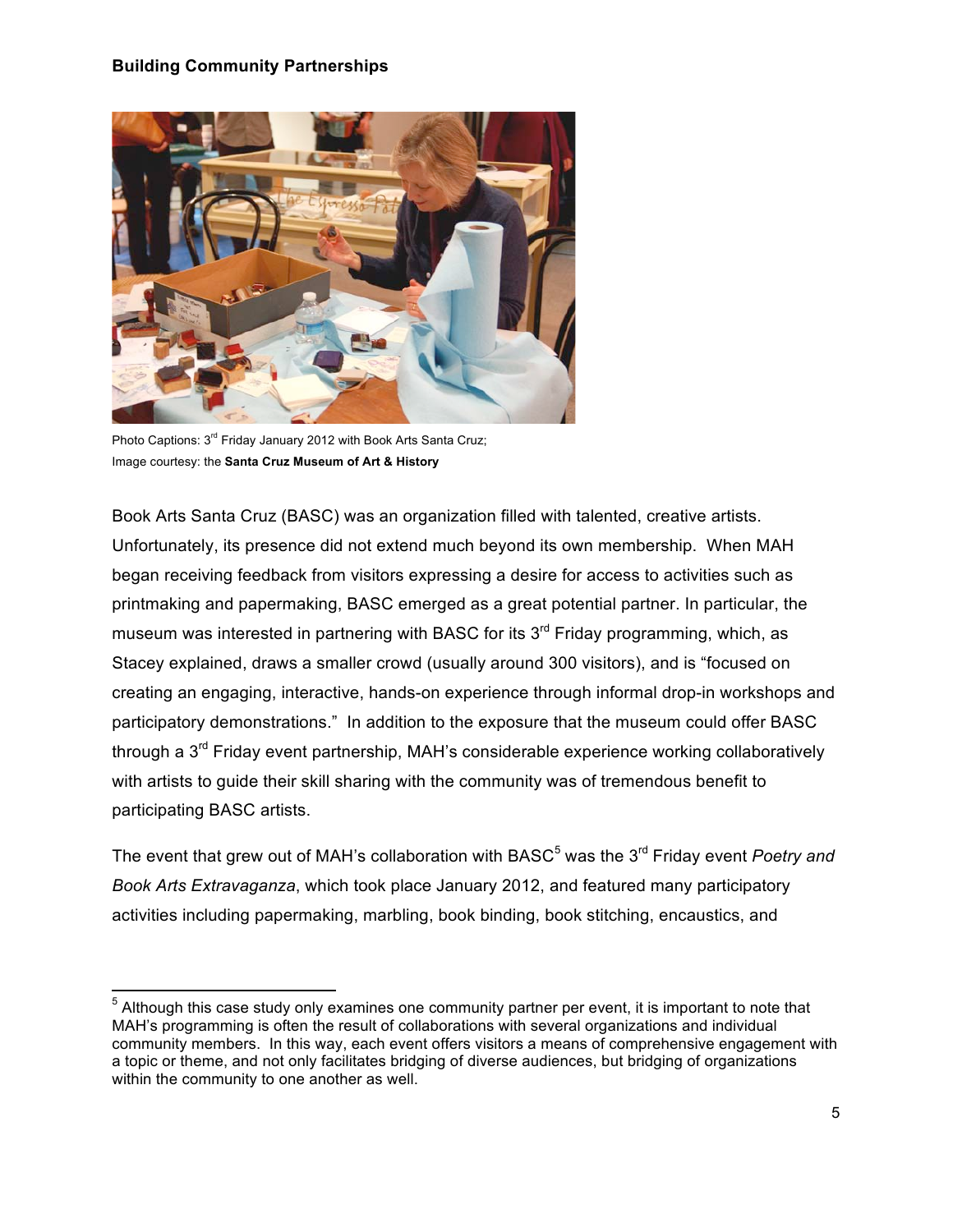**Building Community Partnerships**

Photo Captions: 3rd Friday January 2012 with Book Arts Santa Cruz;
Image courtesy: the **Santa Cruz Museum of Art & History**

Book Arts Santa Cruz (BASC) was an organization filled with talented, creative artists. Unfortunately, its presence did not extend much beyond its own membership. When MAH began receiving feedback from visitors expressing a desire for access to activities such as printmaking and papermaking, BASC emerged as a great potential partner. In particular, the museum was interested in partnering with BASC for its 3rd Friday programming, which, as Stacey explained, draws a smaller crowd (usually around 300 visitors), and is "focused on creating an engaging, interactive, hands-on experience through informal drop-in workshops and participatory demonstrations." In addition to the exposure that the museum could offer BASC through a 3rd Friday event partnership, MAH's considerable experience working collaboratively with artists to guide their skill sharing with the community was of tremendous benefit to participating BASC artists.

The event that grew out of MAH's collaboration with BASC[5] was the 3rd Friday event *Poetry and Book Arts Extravaganza*, which took place January 2012, and featured many participatory activities including papermaking, marbling, book binding, book stitching, encaustics, and

[5] Although this case study only examines one community partner per event, it is important to note that MAH's programming is often the result of collaborations with several organizations and individual community members. In this way, each event offers visitors a means of comprehensive engagement with a topic or theme, and not only facilitates bridging of diverse audiences, but bridging of organizations within the community to one another as well.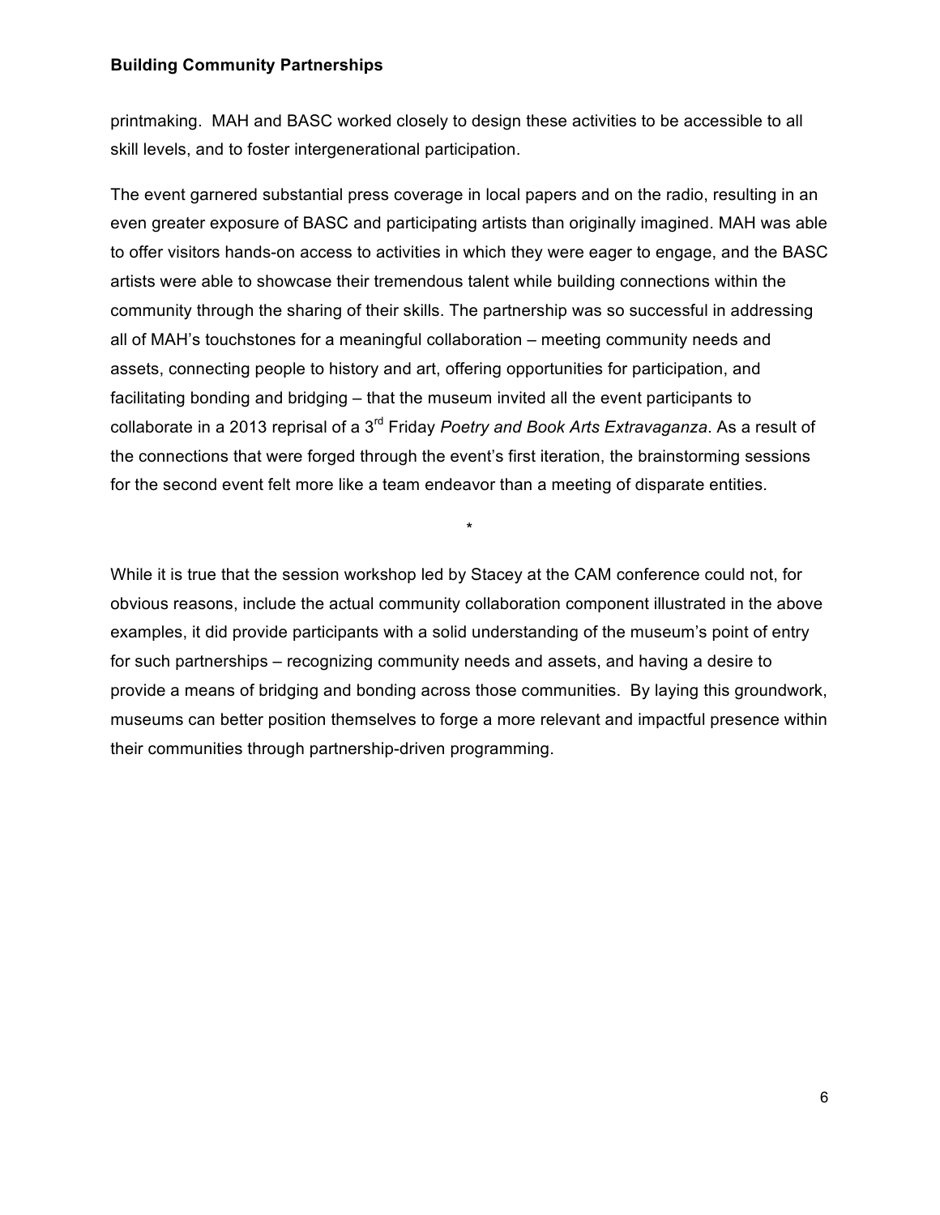printmaking. MAH and BASC worked closely to design these activities to be accessible to all skill levels, and to foster intergenerational participation.

The event garnered substantial press coverage in local papers and on the radio, resulting in an even greater exposure of BASC and participating artists than originally imagined. MAH was able to offer visitors hands-on access to activities in which they were eager to engage, and the BASC artists were able to showcase their tremendous talent while building connections within the community through the sharing of their skills. The partnership was so successful in addressing all of MAH's touchstones for a meaningful collaboration – meeting community needs and assets, connecting people to history and art, offering opportunities for participation, and facilitating bonding and bridging – that the museum invited all the event participants to collaborate in a 2013 reprisal of a 3rd Friday *Poetry and Book Arts Extravaganza*. As a result of the connections that were forged through the event's first iteration, the brainstorming sessions for the second event felt more like a team endeavor than a meeting of disparate entities.

*

While it is true that the session workshop led by Stacey at the CAM conference could not, for obvious reasons, include the actual community collaboration component illustrated in the above examples, it did provide participants with a solid understanding of the museum's point of entry for such partnerships – recognizing community needs and assets, and having a desire to provide a means of bridging and bonding across those communities. By laying this groundwork, museums can better position themselves to forge a more relevant and impactful presence within their communities through partnership-driven programming.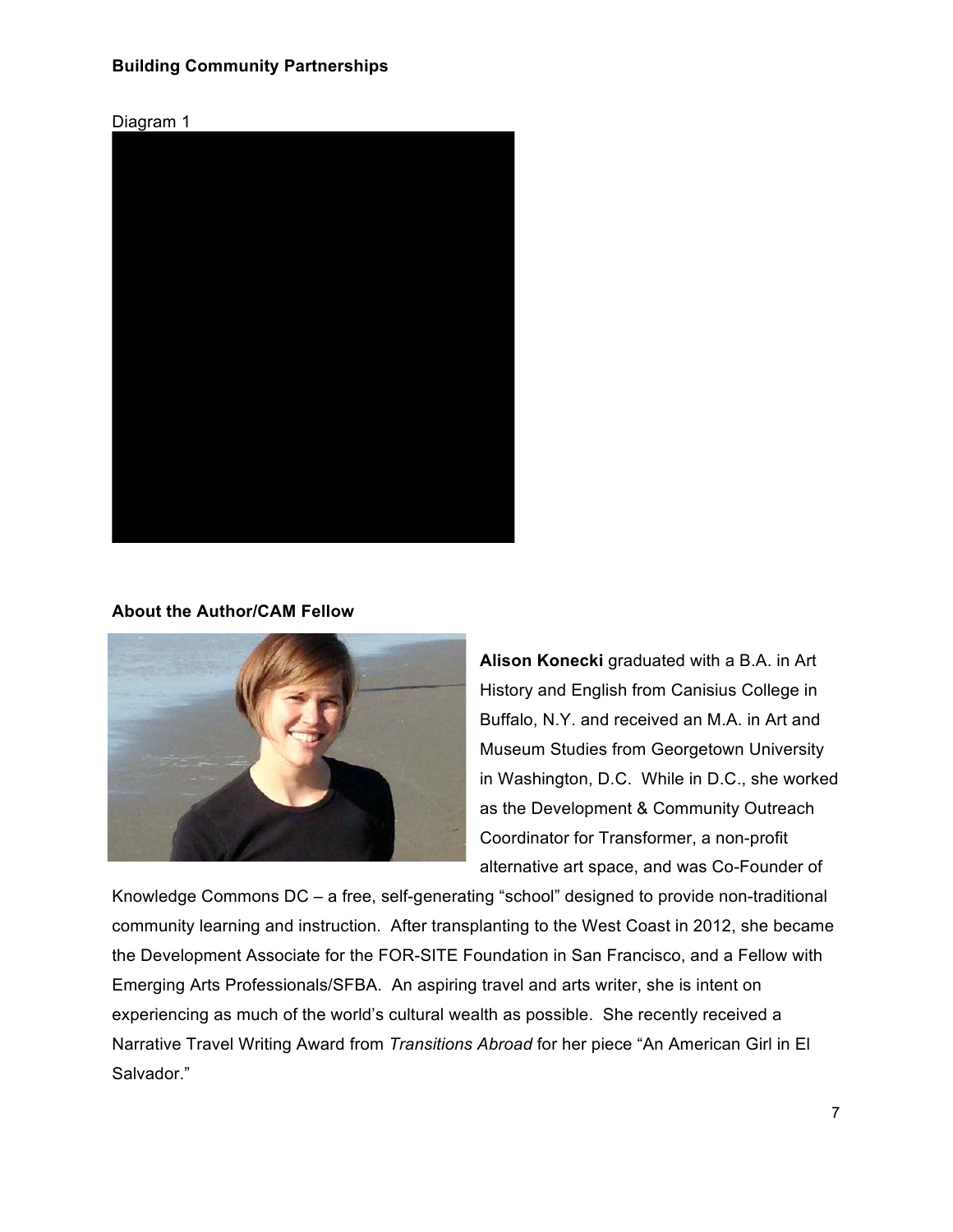**Building Community Partnerships**

Diagram 1

## About the Author/CAM Fellow

**Alison Konecki** graduated with a B.A. in Art History and English from Canisius College in Buffalo, N.Y. and received an M.A. in Art and Museum Studies from Georgetown University in Washington, D.C. While in D.C., she worked as the Development & Community Outreach Coordinator for Transformer, a non-profit alternative art space, and was Co-Founder of Knowledge Commons DC – a free, self-generating "school" designed to provide non-traditional community learning and instruction. After transplanting to the West Coast in 2012, she became the Development Associate for the FOR-SITE Foundation in San Francisco, and a Fellow with Emerging Arts Professionals/SFBA. An aspiring travel and arts writer, she is intent on experiencing as much of the world's cultural wealth as possible. She recently received a Narrative Travel Writing Award from *Transitions Abroad* for her piece "An American Girl in El Salvador."